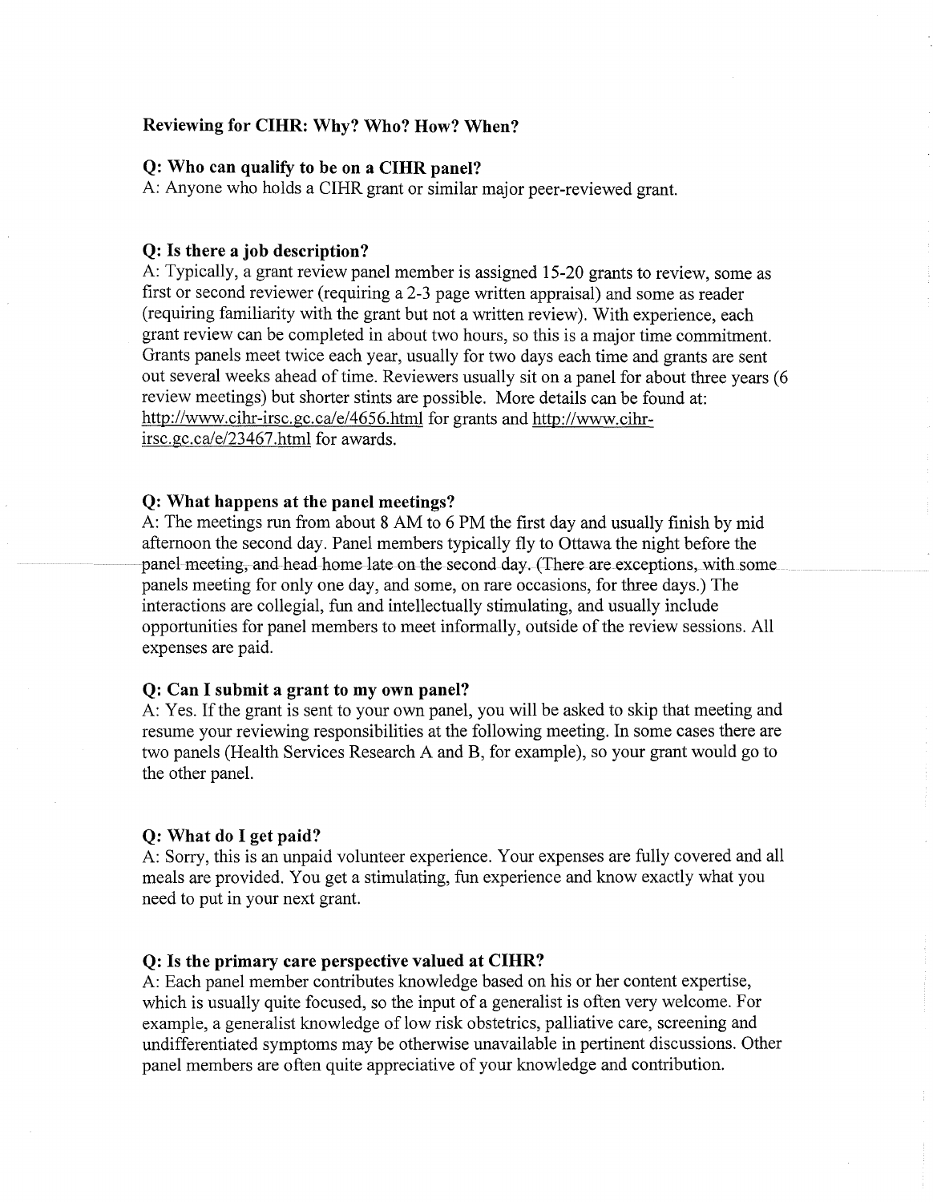## Reviewing for CIHR: Why? Who? How? When?

### Q: Who can qualify to be on a CIHR panel?

A: Anyone who holds a CIHR grant or similar major peer-reviewed grant.

### Q: Is there a job description?

A: Typically, a grant review panel member is assigned 15-20 grants to review, some as first or second reviewer (requiring a 2-3 page written appraisal) and some as reader (requiring familiarity with the grant but not a written review). With experience, each grant review can be completed in about two hours, so this is a major time commitment. Grants panels meet twice each year, usually for two days each time and grants are sent out several weeks ahead of time. Reviewers usually sit on a panel for about three years (6 review meetings) but shorter stints are possible. More details can be found at: http://www.cihr-irsc.gc.ca/e/4656.html for grants and http://www.cihr-irsc.gc.ca/e/23467.html for awards.

### Q: What happens at the panel meetings?

A: The meetings run from about 8 AM to 6 PM the first day and usually finish by mid afternoon the second day. Panel members typically fly to Ottawa the night before the panel meeting, and head home late on the second day. (There are exceptions, with some panels meeting for only one day, and some, on rare occasions, for three days.) The interactions are collegial, fun and intellectually stimulating, and usually include opportunities for panel members to meet informally, outside of the review sessions. All expenses are paid.

### Q: Can I submit a grant to my own panel?

A: Yes. If the grant is sent to your own panel, you will be asked to skip that meeting and resume your reviewing responsibilities at the following meeting. In some cases there are two panels (Health Services Research A and B, for example), so your grant would go to the other panel.

### Q: What do I get paid?

A: Sorry, this is an unpaid volunteer experience. Your expenses are fully covered and all meals are provided. You get a stimulating, fun experience and know exactly what you need to put in your next grant.

### Q: Is the primary care perspective valued at CIHR?

A: Each panel member contributes knowledge based on his or her content expertise, which is usually quite focused, so the input of a generalist is often very welcome. For example, a generalist knowledge of low risk obstetrics, palliative care, screening and undifferentiated symptoms may be otherwise unavailable in pertinent discussions. Other panel members are often quite appreciative of your knowledge and contribution.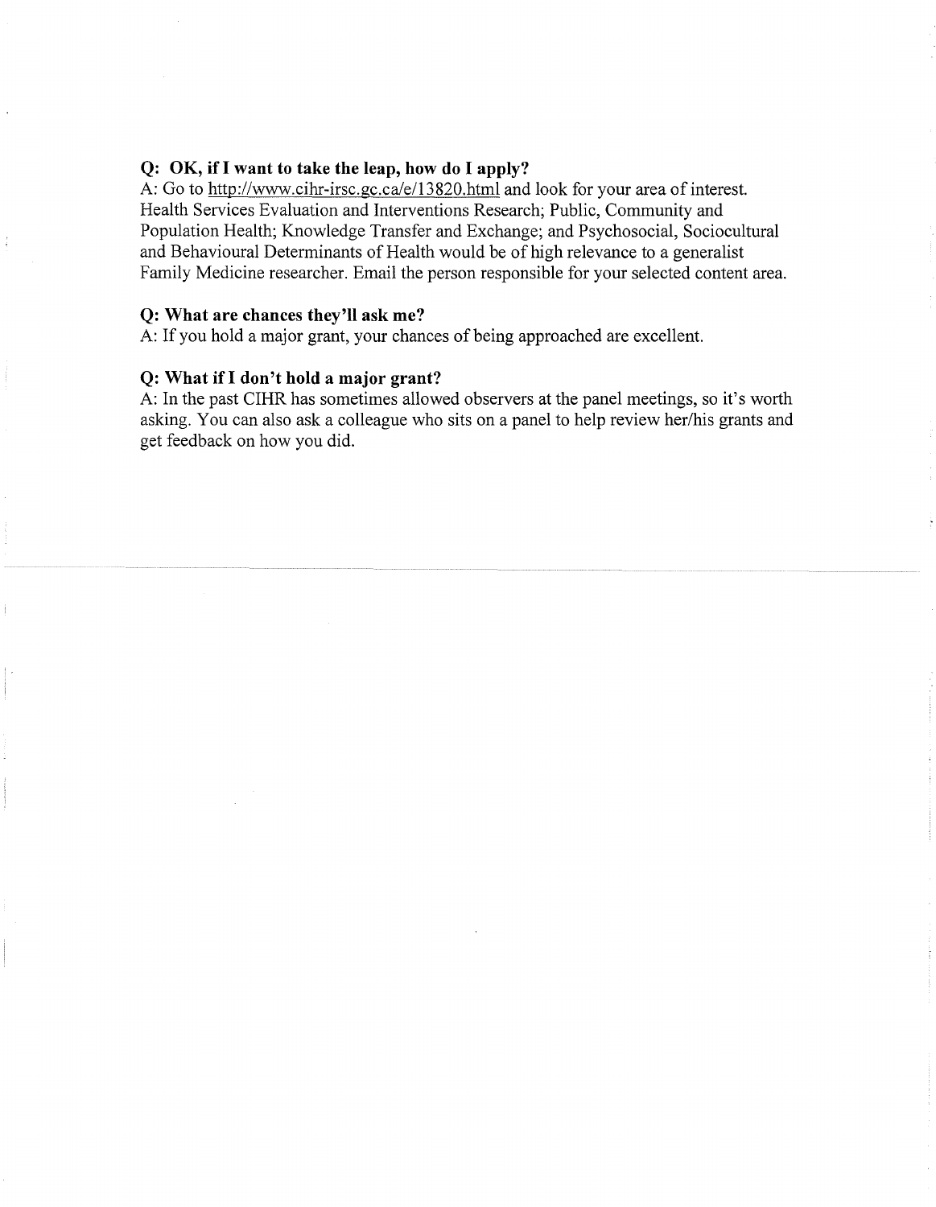**Q: OK, if I want to take the leap, how do I apply?**

A: Go to http://www.cihr-irsc.gc.ca/e/13820.html and look for your area of interest. Health Services Evaluation and Interventions Research; Public, Community and Population Health; Knowledge Transfer and Exchange; and Psychosocial, Sociocultural and Behavioural Determinants of Health would be of high relevance to a generalist Family Medicine researcher. Email the person responsible for your selected content area.

**Q: What are chances they'll ask me?**

A: If you hold a major grant, your chances of being approached are excellent.

**Q: What if I don't hold a major grant?**

A: In the past CIHR has sometimes allowed observers at the panel meetings, so it's worth asking. You can also ask a colleague who sits on a panel to help review her/his grants and get feedback on how you did.